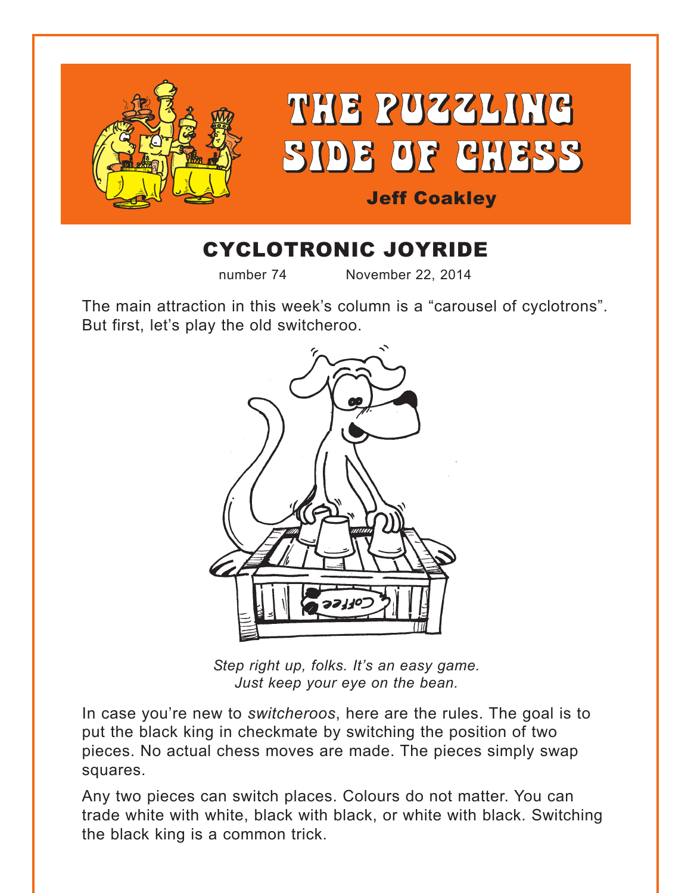# THE PUZZLING SIDE OF CHESS

**Jeff Coakley**

## CYCLOTRONIC JOYRIDE

number 74 November 22, 2014

The main attraction in this week's column is a "carousel of cyclotrons". But first, let's play the old switcheroo.

*Step right up, folks. It's an easy game.*
*Just keep your eye on the bean.*

In case you're new to *switcheroos*, here are the rules. The goal is to put the black king in checkmate by switching the position of two pieces. No actual chess moves are made. The pieces simply swap squares.

Any two pieces can switch places. Colours do not matter. You can trade white with white, black with black, or white with black. Switching the black king is a common trick.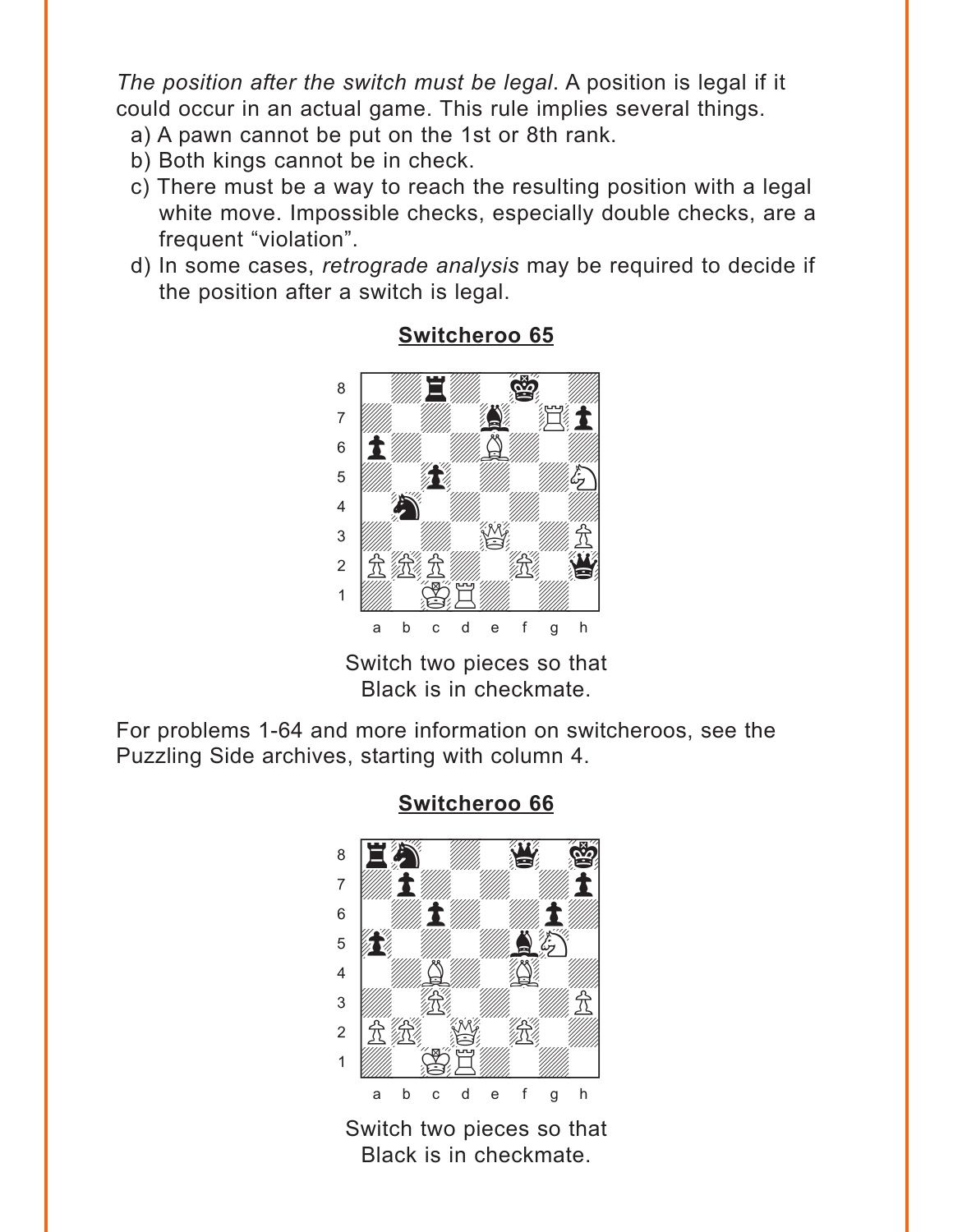*The position after the switch must be legal*. A position is legal if it could occur in an actual game. This rule implies several things.

a) A pawn cannot be put on the 1st or 8th rank.
b) Both kings cannot be in check.
c) There must be a way to reach the resulting position with a legal white move. Impossible checks, especially double checks, are a frequent "violation".
d) In some cases, *retrograde analysis* may be required to decide if the position after a switch is legal.

**Switcheroo 65**

Switch two pieces so that Black is in checkmate.

For problems 1-64 and more information on switcheroos, see the Puzzling Side archives, starting with column 4.

**Switcheroo 66**

Switch two pieces so that Black is in checkmate.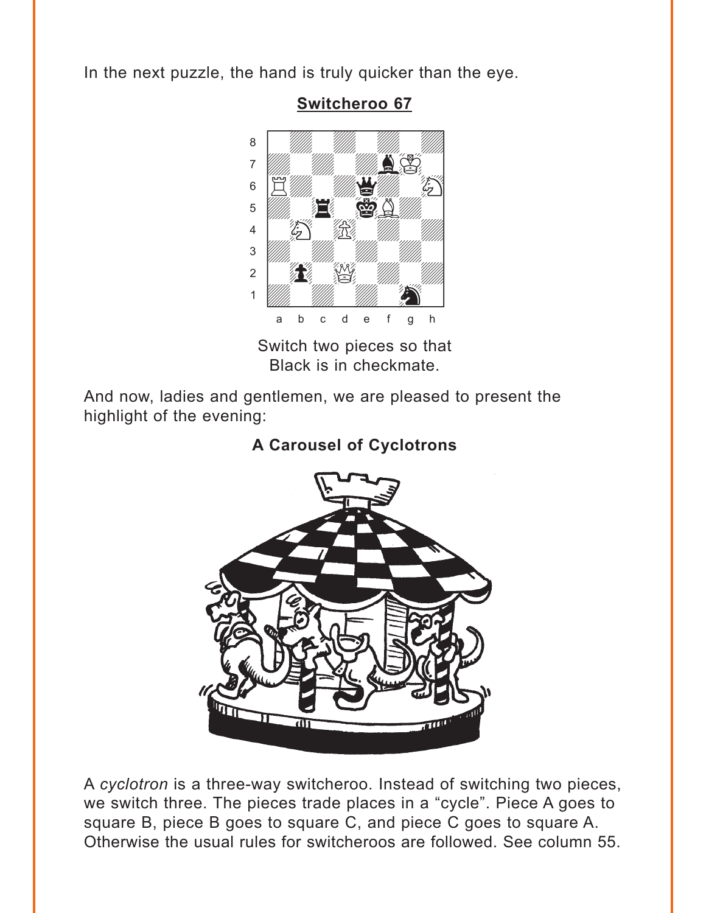In the next puzzle, the hand is truly quicker than the eye.

**Switcheroo 67**

Switch two pieces so that Black is in checkmate.

And now, ladies and gentlemen, we are pleased to present the highlight of the evening:

**A Carousel of Cyclotrons**

A *cyclotron* is a three-way switcheroo. Instead of switching two pieces, we switch three. The pieces trade places in a "cycle". Piece A goes to square B, piece B goes to square C, and piece C goes to square A. Otherwise the usual rules for switcheroos are followed. See column 55.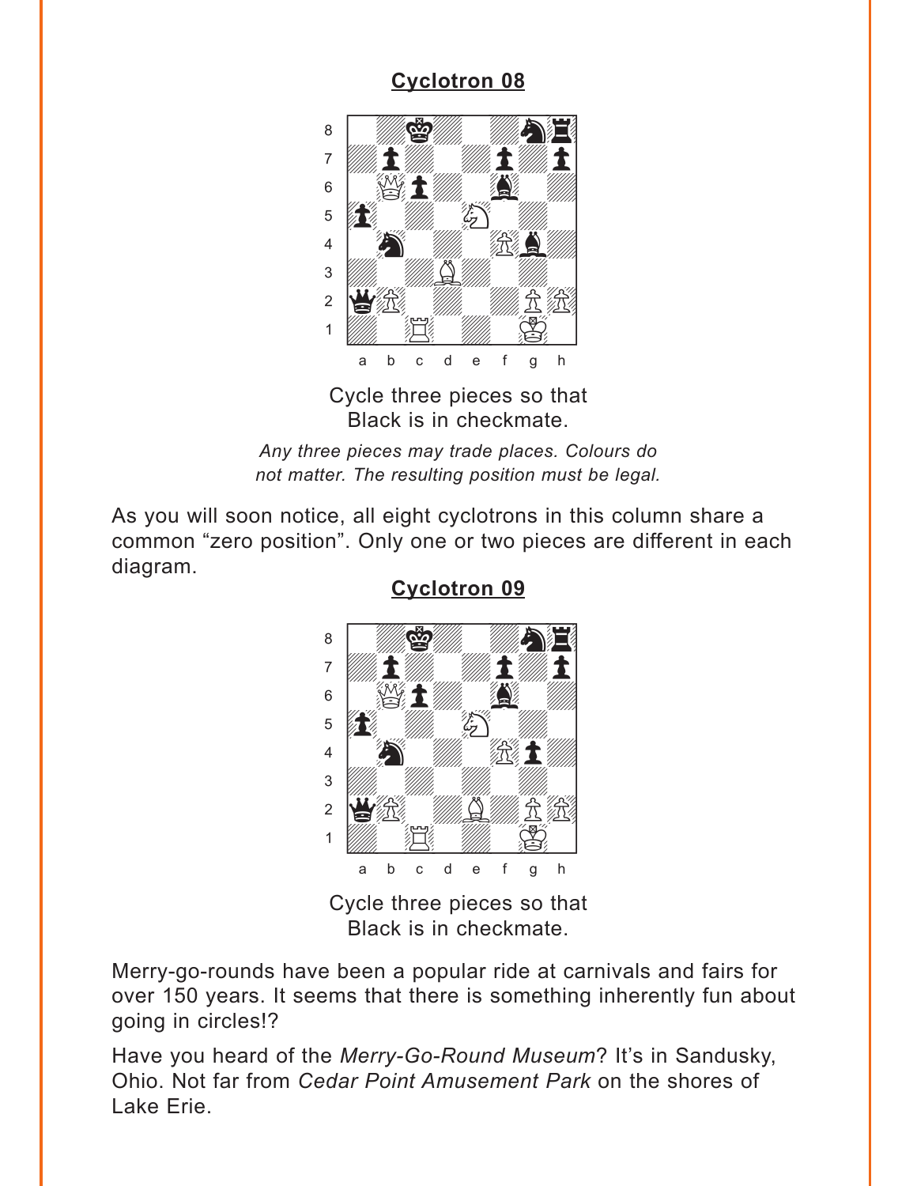## Cyclotron 08

Cycle three pieces so that
Black is in checkmate.

*Any three pieces may trade places. Colours do not matter. The resulting position must be legal.*

As you will soon notice, all eight cyclotrons in this column share a common “zero position”. Only one or two pieces are different in each diagram.

## Cyclotron 09

Cycle three pieces so that
Black is in checkmate.

Merry-go-rounds have been a popular ride at carnivals and fairs for over 150 years. It seems that there is something inherently fun about going in circles!?

Have you heard of the *Merry-Go-Round Museum*? It’s in Sandusky, Ohio. Not far from *Cedar Point Amusement Park* on the shores of Lake Erie.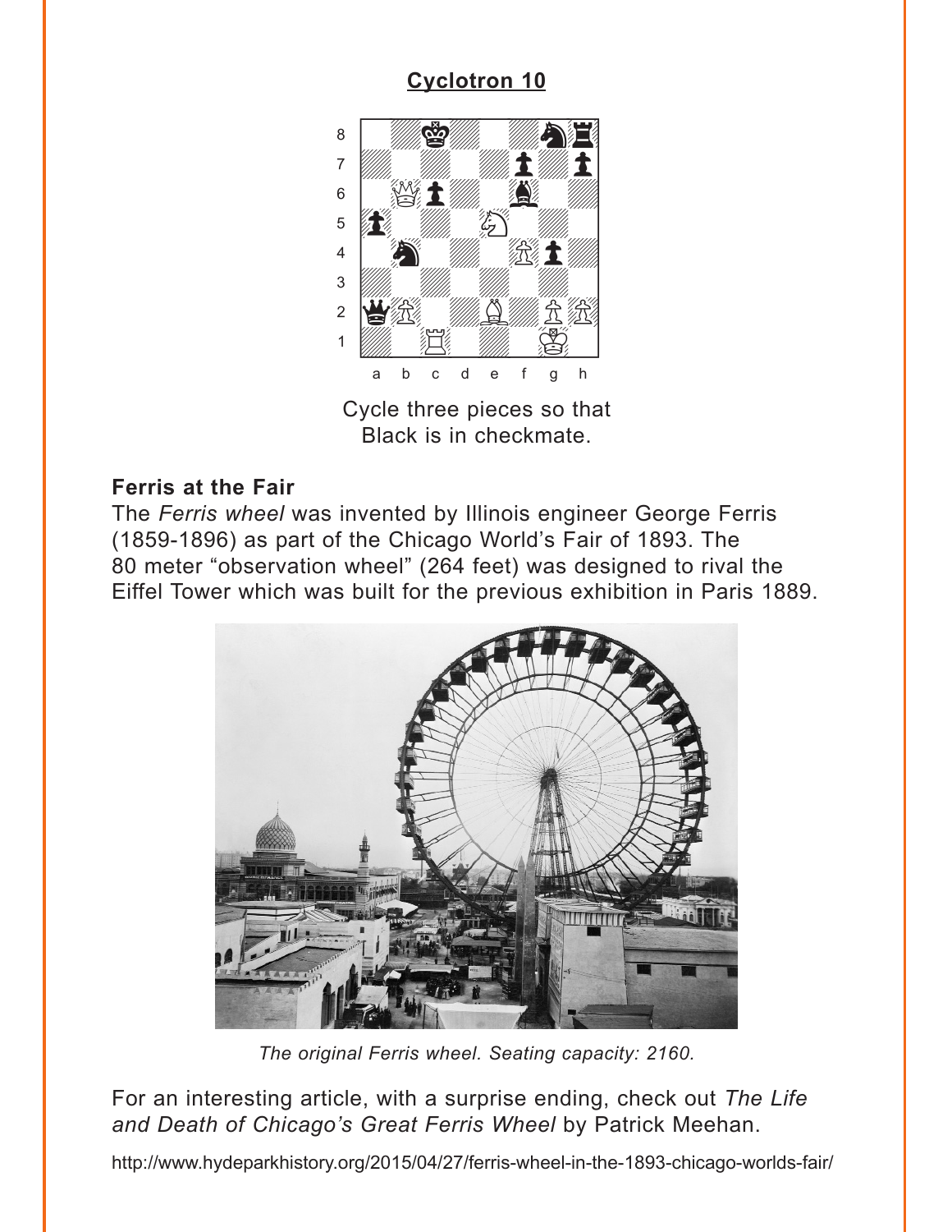## Cyclotron 10

Cycle three pieces so that Black is in checkmate.

### Ferris at the Fair

The *Ferris wheel* was invented by Illinois engineer George Ferris (1859-1896) as part of the Chicago World's Fair of 1893. The 80 meter "observation wheel" (264 feet) was designed to rival the Eiffel Tower which was built for the previous exhibition in Paris 1889.

*The original Ferris wheel. Seating capacity: 2160.*

For an interesting article, with a surprise ending, check out *The Life and Death of Chicago's Great Ferris Wheel* by Patrick Meehan.

http://www.hydeparkhistory.org/2015/04/27/ferris-wheel-in-the-1893-chicago-worlds-fair/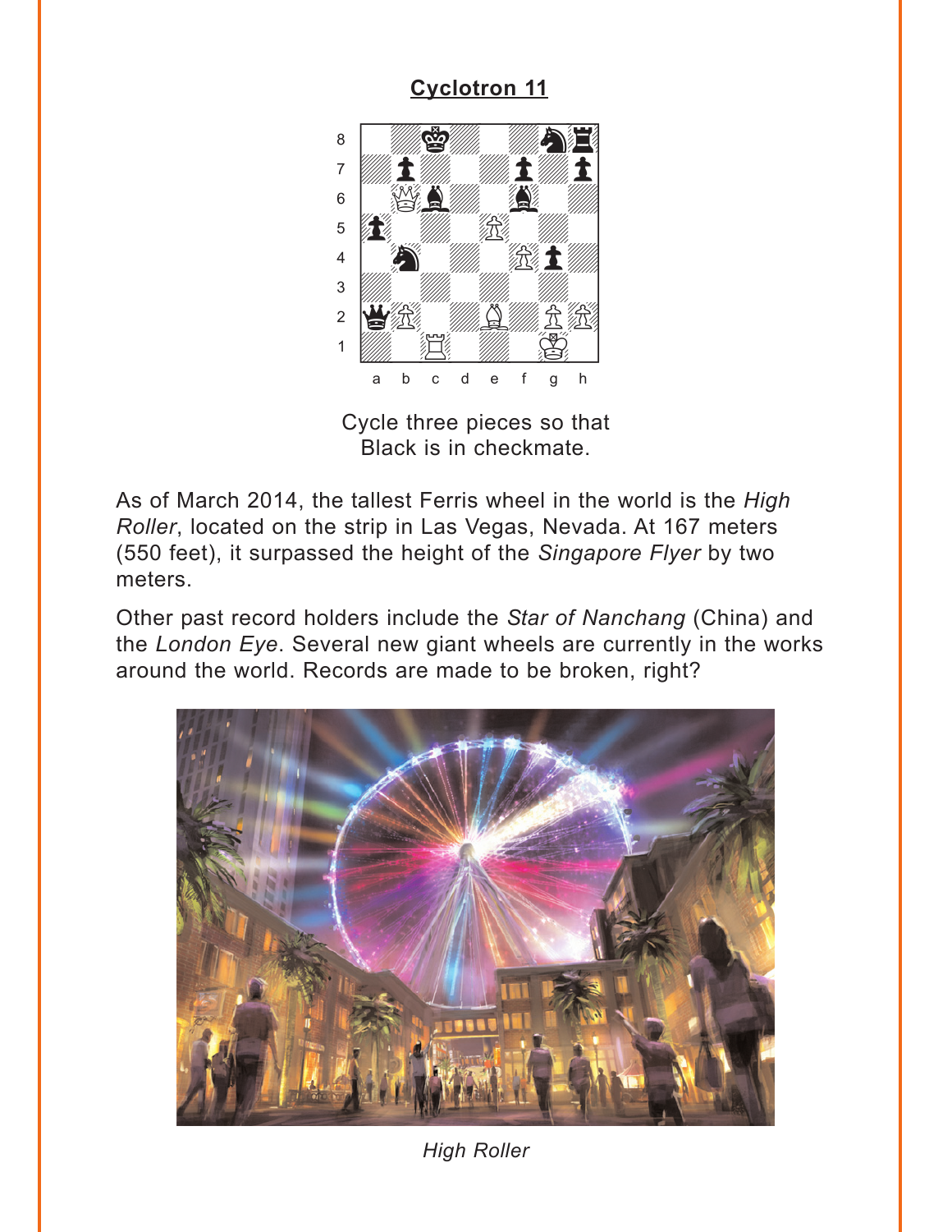## Cyclotron 11

Cycle three pieces so that Black is in checkmate.

As of March 2014, the tallest Ferris wheel in the world is the *High Roller*, located on the strip in Las Vegas, Nevada. At 167 meters (550 feet), it surpassed the height of the *Singapore Flyer* by two meters.

Other past record holders include the *Star of Nanchang* (China) and the *London Eye*. Several new giant wheels are currently in the works around the world. Records are made to be broken, right?

*High Roller*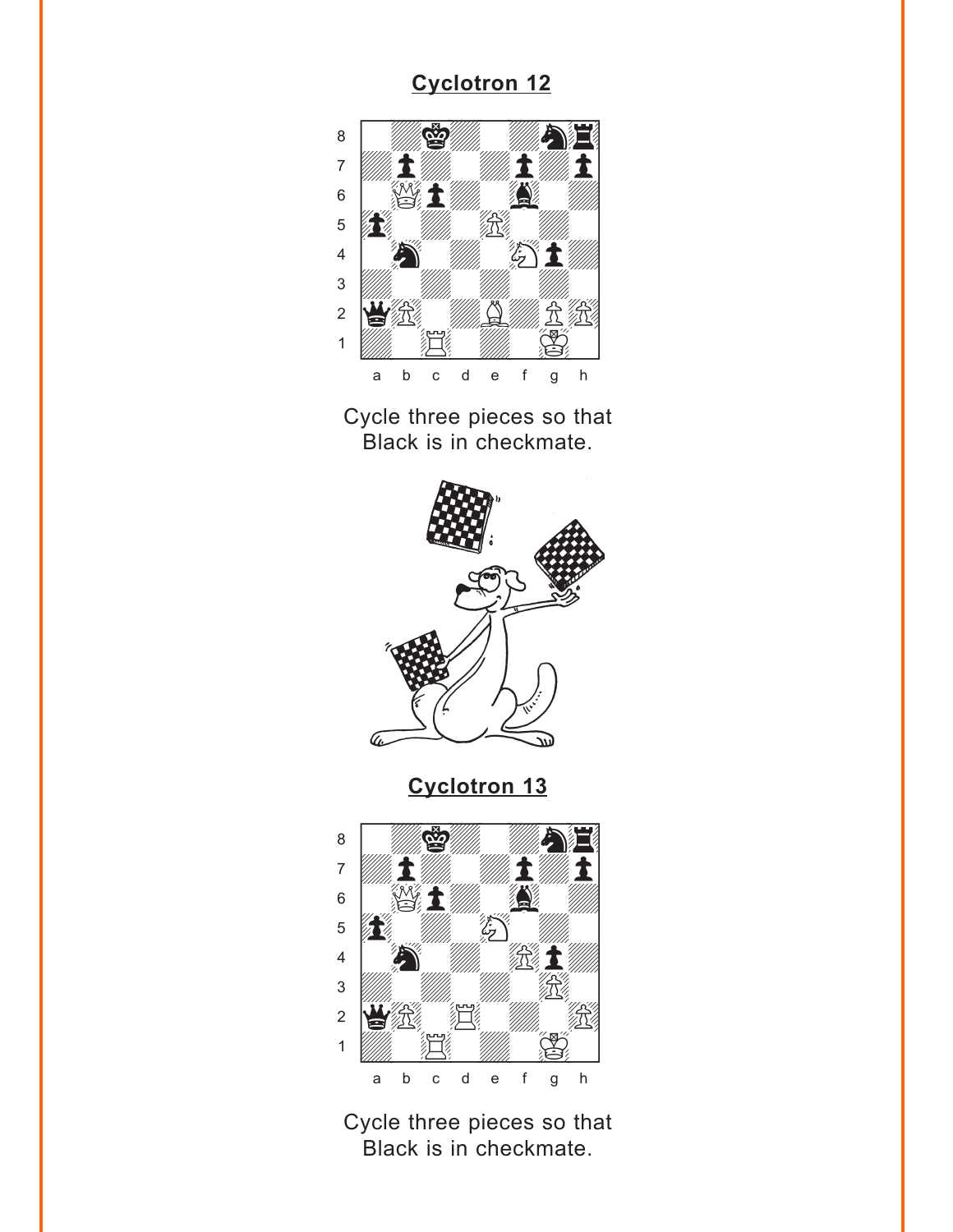## Cyclotron 12

Cycle three pieces so that Black is in checkmate.

## Cyclotron 13

Cycle three pieces so that Black is in checkmate.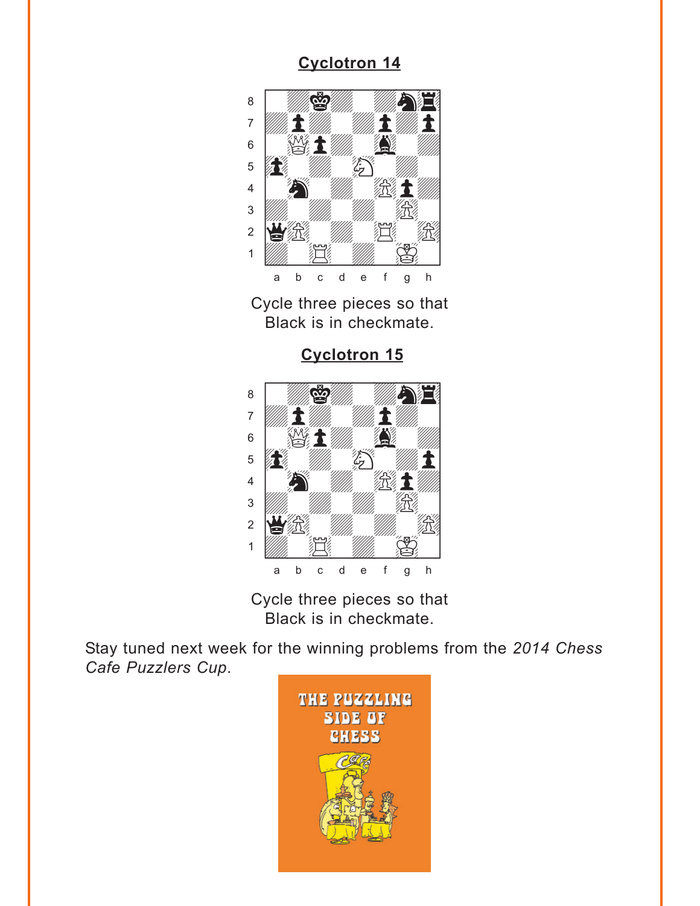## Cyclotron 14

Cycle three pieces so that Black is in checkmate.

## Cyclotron 15

Cycle three pieces so that Black is in checkmate.

Stay tuned next week for the winning problems from the *2014 Chess Cafe Puzzlers Cup*.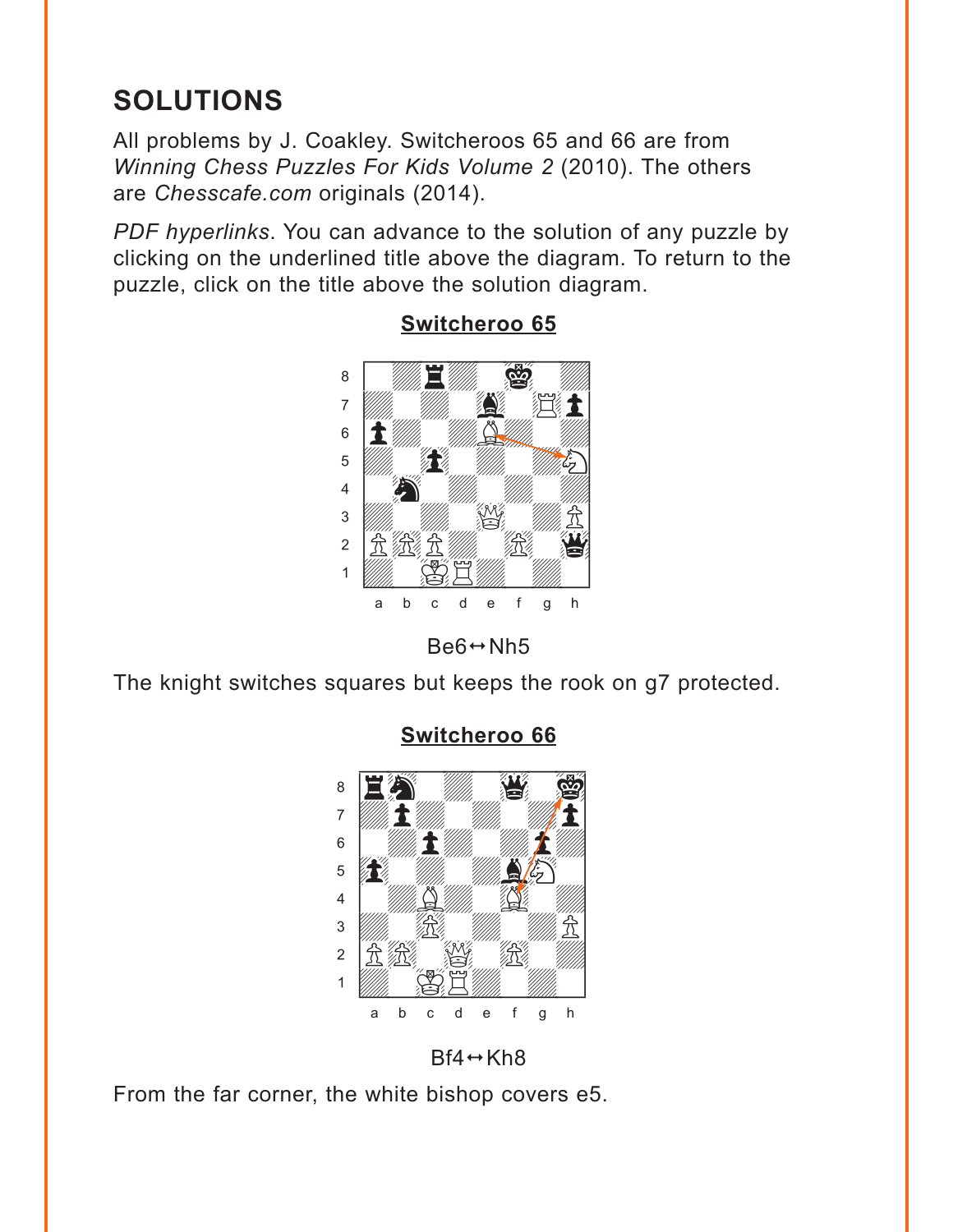## SOLUTIONS

All problems by J. Coakley. Switcheroos 65 and 66 are from *Winning Chess Puzzles For Kids Volume 2* (2010). The others are *Chesscafe.com* originals (2014).

*PDF hyperlinks*. You can advance to the solution of any puzzle by clicking on the underlined title above the diagram. To return to the puzzle, click on the title above the solution diagram.

### Switcheroo 65

Be6↔Nh5

The knight switches squares but keeps the rook on g7 protected.

### Switcheroo 66

Bf4↔Kh8

From the far corner, the white bishop covers e5.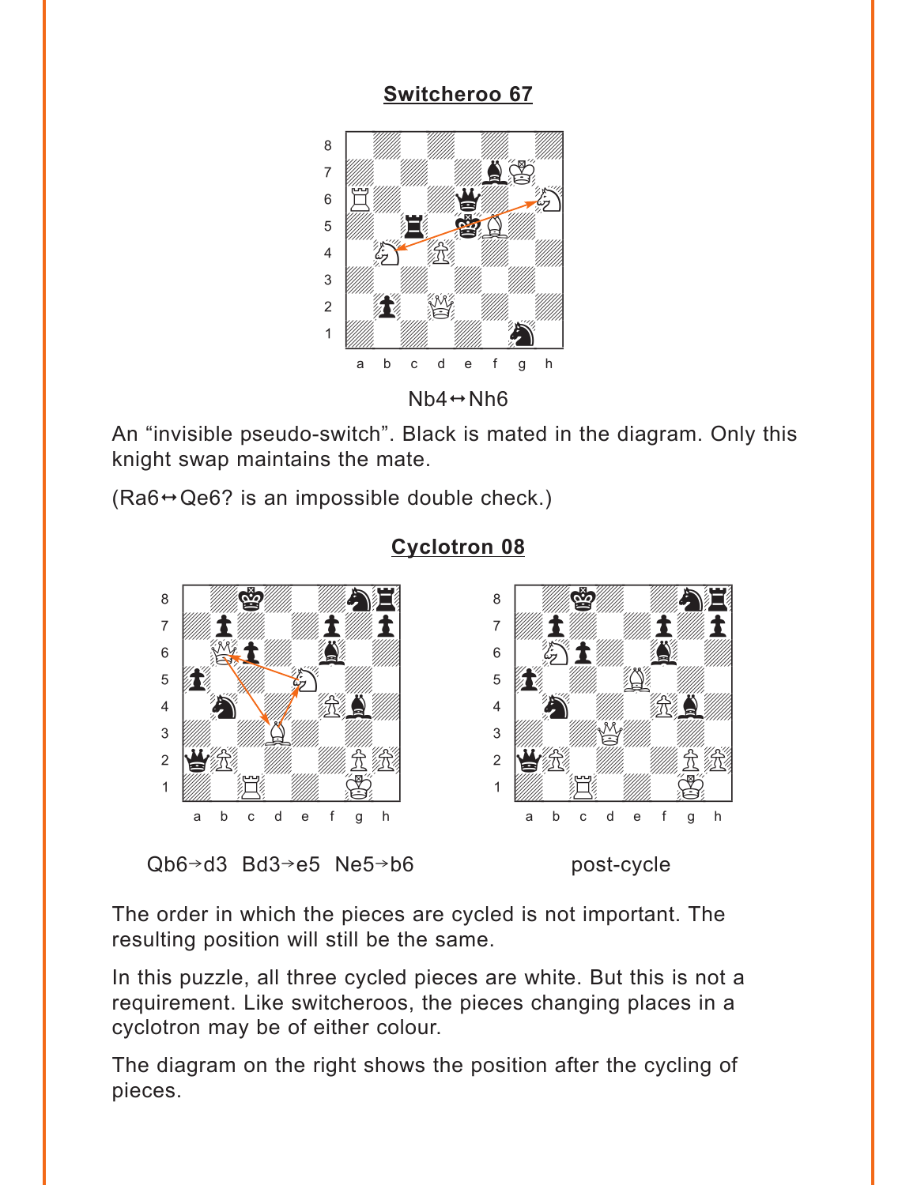## Switcheroo 67

Nb4↔Nh6

An "invisible pseudo-switch". Black is mated in the diagram. Only this knight swap maintains the mate.

(Ra6↔Qe6? is an impossible double check.)

## Cyclotron 08

Qb6→d3 Bd3→e5 Ne5→b6

post-cycle

The order in which the pieces are cycled is not important. The resulting position will still be the same.

In this puzzle, all three cycled pieces are white. But this is not a requirement. Like switcheroos, the pieces changing places in a cyclotron may be of either colour.

The diagram on the right shows the position after the cycling of pieces.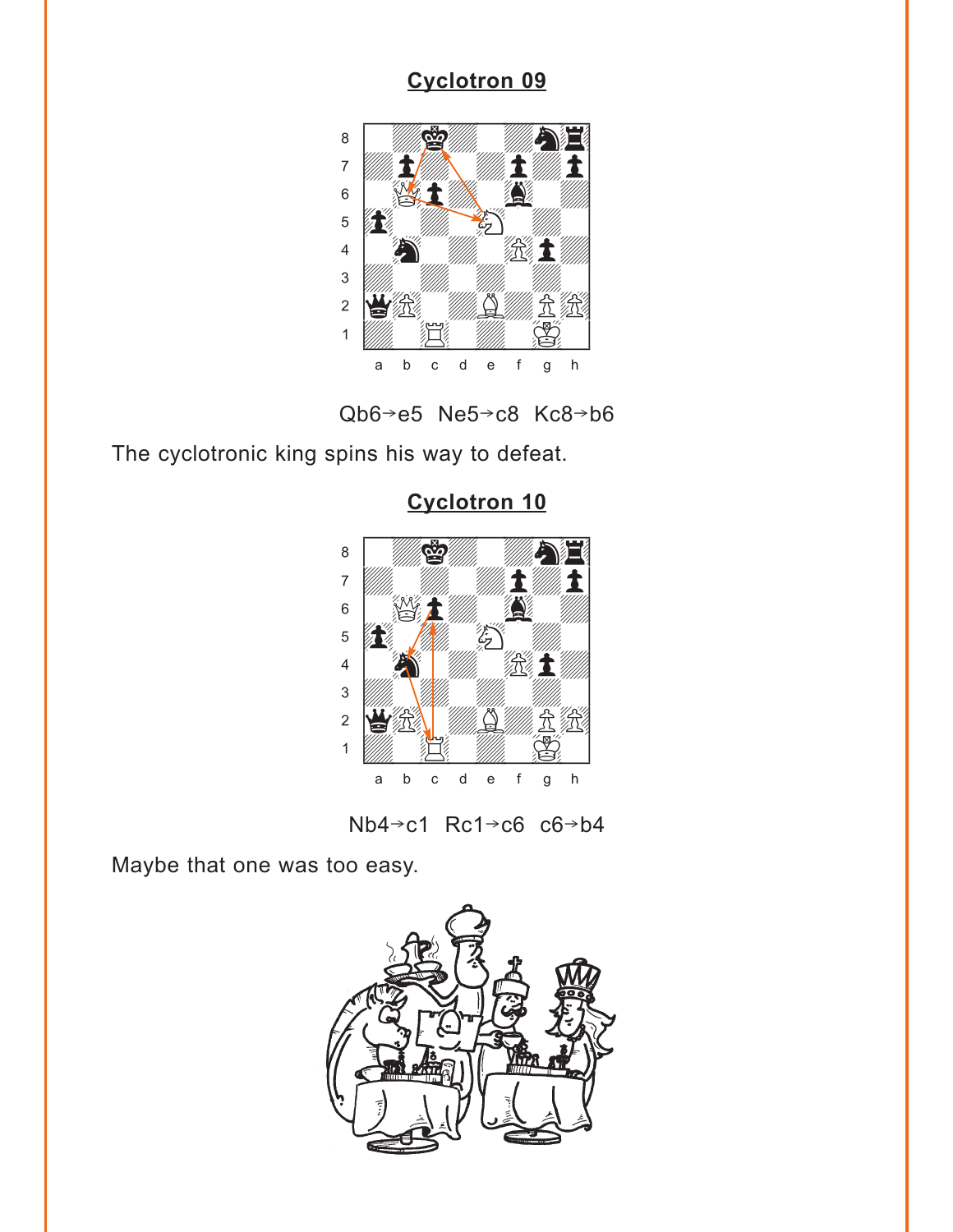## Cyclotron 09

Qb6→e5  Ne5→c8  Kc8→b6

The cyclotronic king spins his way to defeat.

## Cyclotron 10

Nb4→c1  Rc1→c6  c6→b4

Maybe that one was too easy.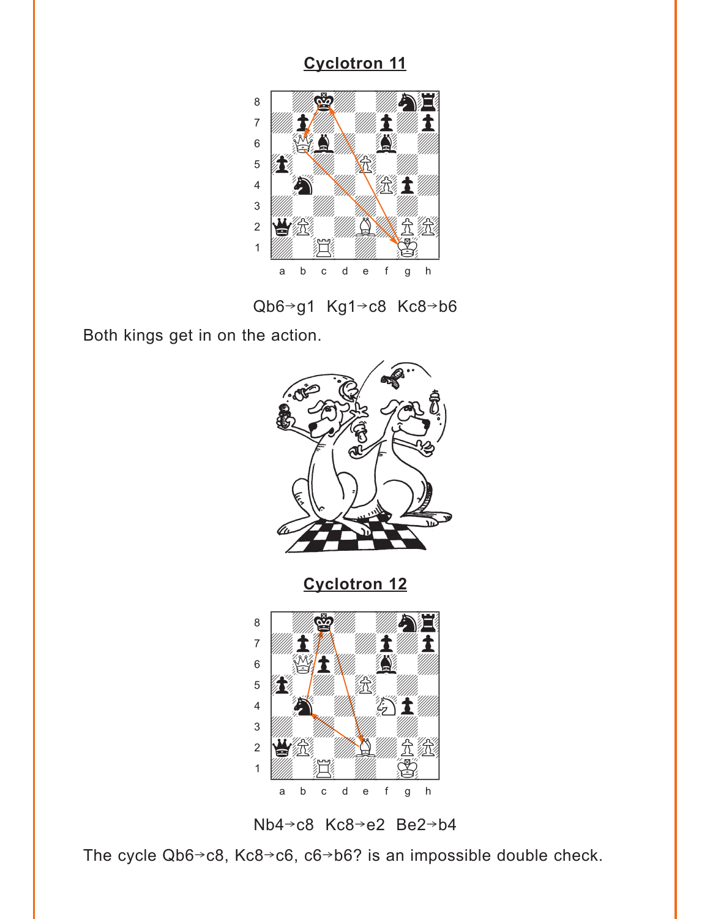## Cyclotron 11

Qb6→g1 Kg1→c8 Kc8→b6

Both kings get in on the action.

## Cyclotron 12

Nb4→c8 Kc8→e2 Be2→b4

The cycle Qb6→c8, Kc8→c6, c6→b6? is an impossible double check.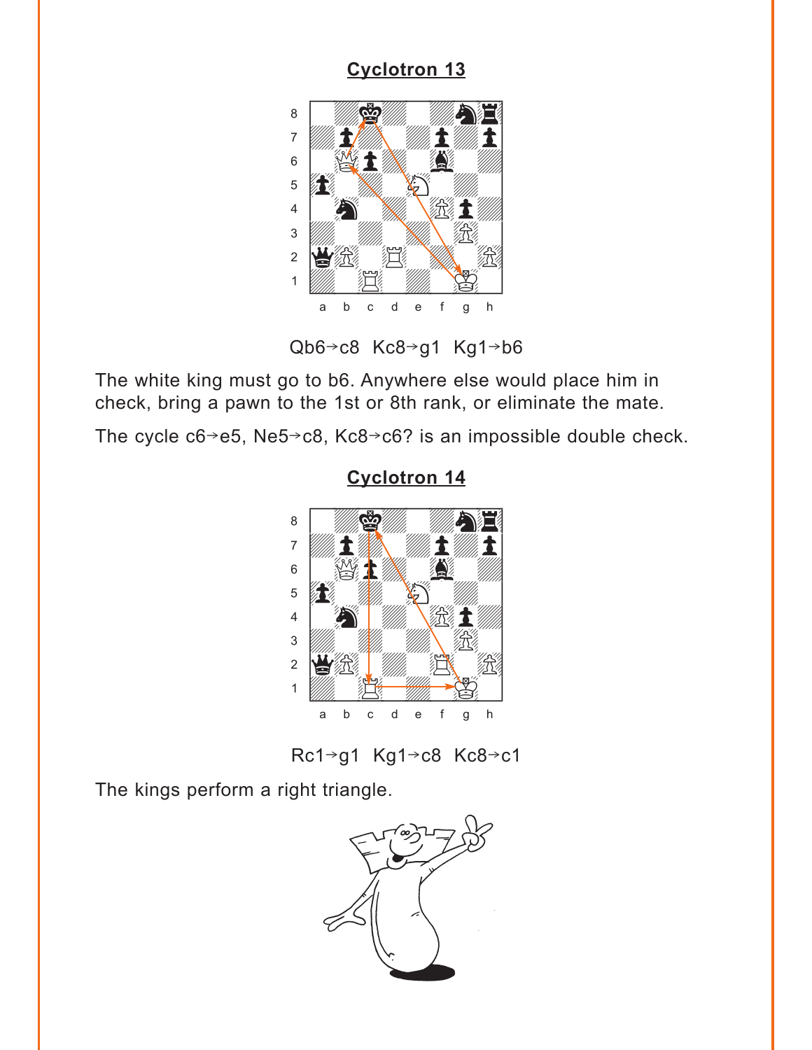## Cyclotron 13

Qb6→c8 Kc8→g1 Kg1→b6

The white king must go to b6. Anywhere else would place him in check, bring a pawn to the 1st or 8th rank, or eliminate the mate.

The cycle c6→e5, Ne5→c8, Kc8→c6? is an impossible double check.

## Cyclotron 14

Rc1→g1 Kg1→c8 Kc8→c1

The kings perform a right triangle.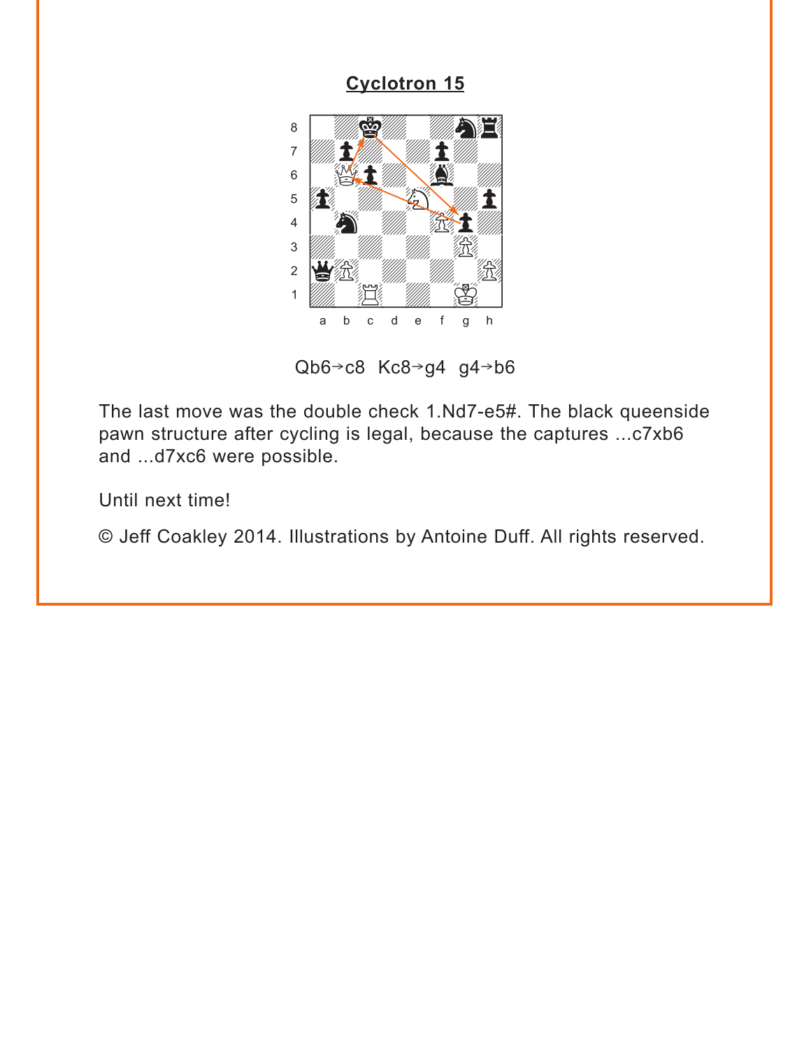## Cyclotron 15

Qb6→c8 Kc8→g4 g4→b6

The last move was the double check 1.Nd7-e5#. The black queenside pawn structure after cycling is legal, because the captures ...c7xb6 and ...d7xc6 were possible.

Until next time!

© Jeff Coakley 2014. Illustrations by Antoine Duff. All rights reserved.